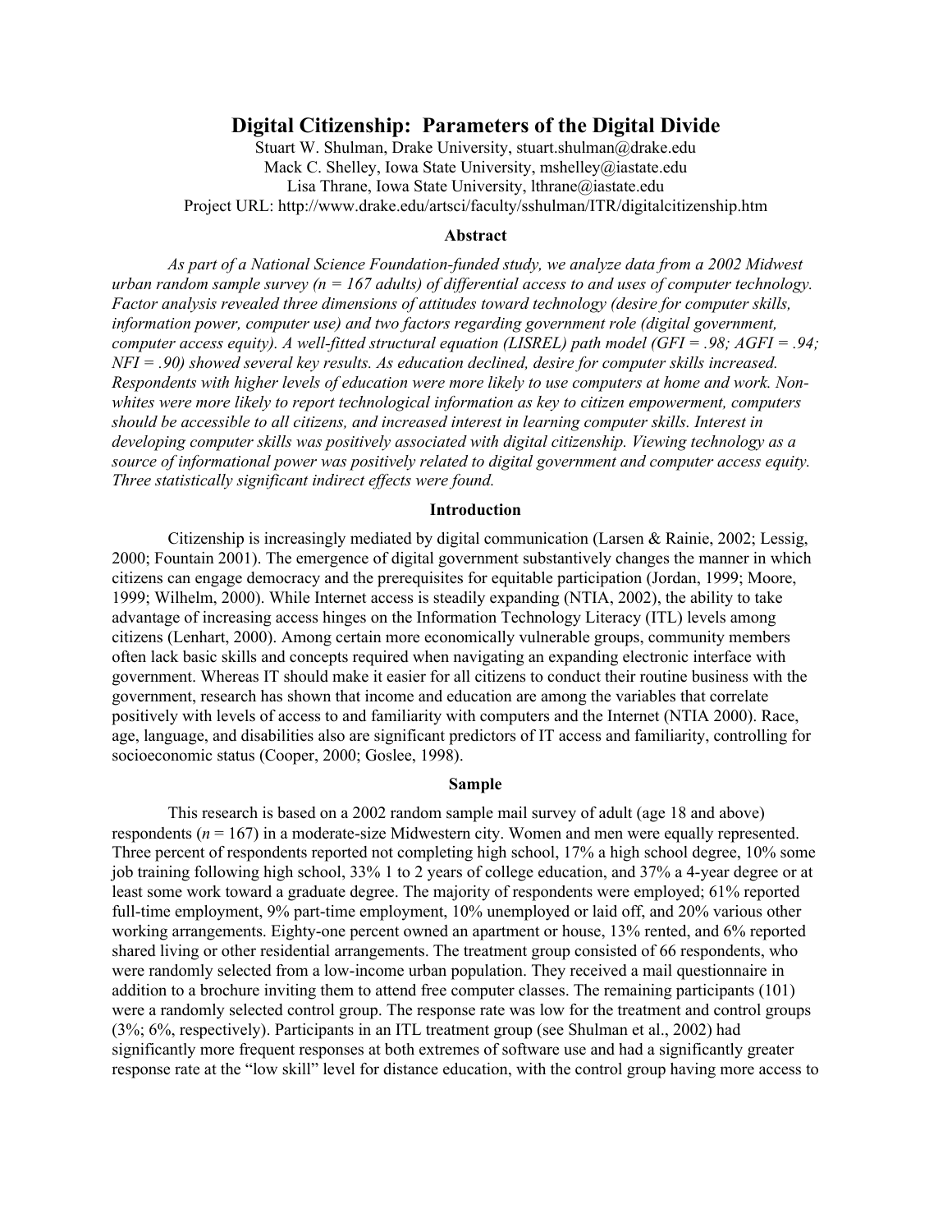# Digital Citizenship: Parameters of the Digital Divide

Stuart W. Shulman, Drake University, stuart.shulman@drake.edu
Mack C. Shelley, Iowa State University, mshelley@iastate.edu
Lisa Thrane, Iowa State University, lthrane@iastate.edu
Project URL: http://www.drake.edu/artsci/faculty/sshulman/ITR/digitalcitizenship.htm

## Abstract

*As part of a National Science Foundation-funded study, we analyze data from a 2002 Midwest urban random sample survey (n = 167 adults) of differential access to and uses of computer technology. Factor analysis revealed three dimensions of attitudes toward technology (desire for computer skills, information power, computer use) and two factors regarding government role (digital government, computer access equity). A well-fitted structural equation (LISREL) path model (GFI = .98; AGFI = .94; NFI = .90) showed several key results. As education declined, desire for computer skills increased. Respondents with higher levels of education were more likely to use computers at home and work. Non-whites were more likely to report technological information as key to citizen empowerment, computers should be accessible to all citizens, and increased interest in learning computer skills. Interest in developing computer skills was positively associated with digital citizenship. Viewing technology as a source of informational power was positively related to digital government and computer access equity. Three statistically significant indirect effects were found.*

## Introduction

Citizenship is increasingly mediated by digital communication (Larsen & Rainie, 2002; Lessig, 2000; Fountain 2001). The emergence of digital government substantively changes the manner in which citizens can engage democracy and the prerequisites for equitable participation (Jordan, 1999; Moore, 1999; Wilhelm, 2000). While Internet access is steadily expanding (NTIA, 2002), the ability to take advantage of increasing access hinges on the Information Technology Literacy (ITL) levels among citizens (Lenhart, 2000). Among certain more economically vulnerable groups, community members often lack basic skills and concepts required when navigating an expanding electronic interface with government. Whereas IT should make it easier for all citizens to conduct their routine business with the government, research has shown that income and education are among the variables that correlate positively with levels of access to and familiarity with computers and the Internet (NTIA 2000). Race, age, language, and disabilities also are significant predictors of IT access and familiarity, controlling for socioeconomic status (Cooper, 2000; Goslee, 1998).

## Sample

This research is based on a 2002 random sample mail survey of adult (age 18 and above) respondents ($n = 167$) in a moderate-size Midwestern city. Women and men were equally represented. Three percent of respondents reported not completing high school, 17% a high school degree, 10% some job training following high school, 33% 1 to 2 years of college education, and 37% a 4-year degree or at least some work toward a graduate degree. The majority of respondents were employed; 61% reported full-time employment, 9% part-time employment, 10% unemployed or laid off, and 20% various other working arrangements. Eighty-one percent owned an apartment or house, 13% rented, and 6% reported shared living or other residential arrangements. The treatment group consisted of 66 respondents, who were randomly selected from a low-income urban population. They received a mail questionnaire in addition to a brochure inviting them to attend free computer classes. The remaining participants (101) were a randomly selected control group. The response rate was low for the treatment and control groups (3%; 6%, respectively). Participants in an ITL treatment group (see Shulman et al., 2002) had significantly more frequent responses at both extremes of software use and had a significantly greater response rate at the "low skill" level for distance education, with the control group having more access to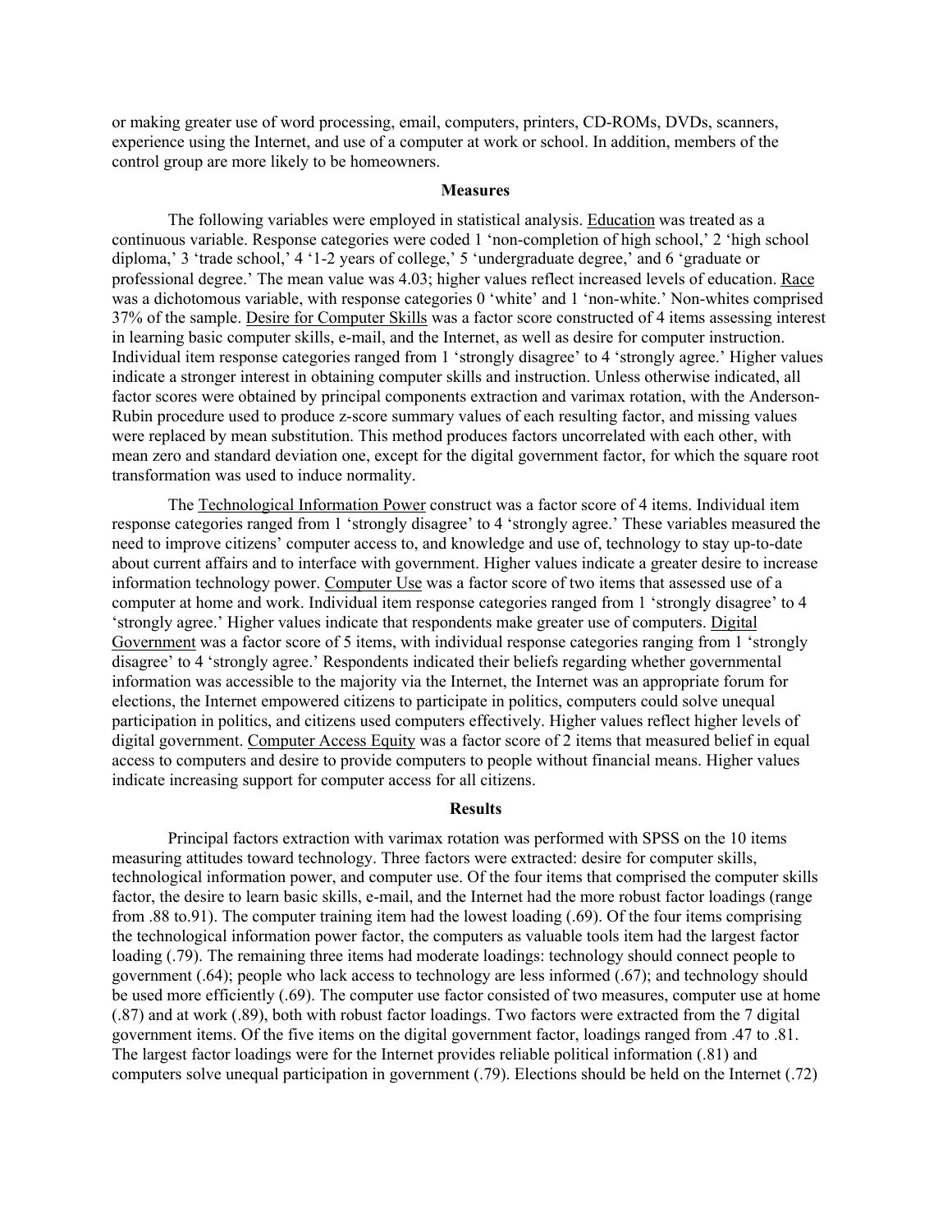or making greater use of word processing, email, computers, printers, CD-ROMs, DVDs, scanners, experience using the Internet, and use of a computer at work or school. In addition, members of the control group are more likely to be homeowners.

## Measures

The following variables were employed in statistical analysis. Education was treated as a continuous variable. Response categories were coded 1 'non-completion of high school,' 2 'high school diploma,' 3 'trade school,' 4 '1-2 years of college,' 5 'undergraduate degree,' and 6 'graduate or professional degree.' The mean value was 4.03; higher values reflect increased levels of education. Race was a dichotomous variable, with response categories 0 'white' and 1 'non-white.' Non-whites comprised 37% of the sample. Desire for Computer Skills was a factor score constructed of 4 items assessing interest in learning basic computer skills, e-mail, and the Internet, as well as desire for computer instruction. Individual item response categories ranged from 1 'strongly disagree' to 4 'strongly agree.' Higher values indicate a stronger interest in obtaining computer skills and instruction. Unless otherwise indicated, all factor scores were obtained by principal components extraction and varimax rotation, with the Anderson-Rubin procedure used to produce z-score summary values of each resulting factor, and missing values were replaced by mean substitution. This method produces factors uncorrelated with each other, with mean zero and standard deviation one, except for the digital government factor, for which the square root transformation was used to induce normality.

The Technological Information Power construct was a factor score of 4 items. Individual item response categories ranged from 1 'strongly disagree' to 4 'strongly agree.' These variables measured the need to improve citizens' computer access to, and knowledge and use of, technology to stay up-to-date about current affairs and to interface with government. Higher values indicate a greater desire to increase information technology power. Computer Use was a factor score of two items that assessed use of a computer at home and work. Individual item response categories ranged from 1 'strongly disagree' to 4 'strongly agree.' Higher values indicate that respondents make greater use of computers. Digital Government was a factor score of 5 items, with individual response categories ranging from 1 'strongly disagree' to 4 'strongly agree.' Respondents indicated their beliefs regarding whether governmental information was accessible to the majority via the Internet, the Internet was an appropriate forum for elections, the Internet empowered citizens to participate in politics, computers could solve unequal participation in politics, and citizens used computers effectively. Higher values reflect higher levels of digital government. Computer Access Equity was a factor score of 2 items that measured belief in equal access to computers and desire to provide computers to people without financial means. Higher values indicate increasing support for computer access for all citizens.

## Results

Principal factors extraction with varimax rotation was performed with SPSS on the 10 items measuring attitudes toward technology. Three factors were extracted: desire for computer skills, technological information power, and computer use. Of the four items that comprised the computer skills factor, the desire to learn basic skills, e-mail, and the Internet had the more robust factor loadings (range from .88 to.91). The computer training item had the lowest loading (.69). Of the four items comprising the technological information power factor, the computers as valuable tools item had the largest factor loading (.79). The remaining three items had moderate loadings: technology should connect people to government (.64); people who lack access to technology are less informed (.67); and technology should be used more efficiently (.69). The computer use factor consisted of two measures, computer use at home (.87) and at work (.89), both with robust factor loadings. Two factors were extracted from the 7 digital government items. Of the five items on the digital government factor, loadings ranged from .47 to .81. The largest factor loadings were for the Internet provides reliable political information (.81) and computers solve unequal participation in government (.79). Elections should be held on the Internet (.72)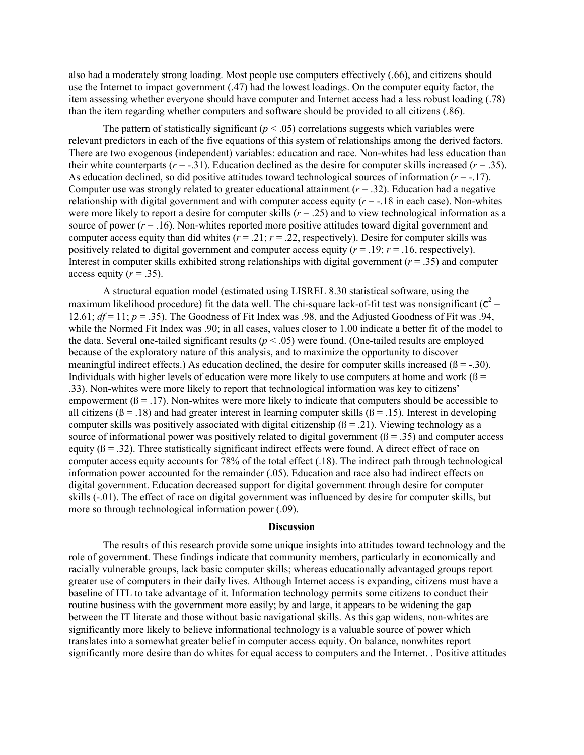also had a moderately strong loading. Most people use computers effectively (.66), and citizens should use the Internet to impact government (.47) had the lowest loadings. On the computer equity factor, the item assessing whether everyone should have computer and Internet access had a less robust loading (.78) than the item regarding whether computers and software should be provided to all citizens (.86).

The pattern of statistically significant ($p < .05$) correlations suggests which variables were relevant predictors in each of the five equations of this system of relationships among the derived factors. There are two exogenous (independent) variables: education and race. Non-whites had less education than their white counterparts ($r = -.31$). Education declined as the desire for computer skills increased ($r = .35$). As education declined, so did positive attitudes toward technological sources of information ($r = -.17$). Computer use was strongly related to greater educational attainment ($r = .32$). Education had a negative relationship with digital government and with computer access equity ($r = -.18$ in each case). Non-whites were more likely to report a desire for computer skills ($r = .25$) and to view technological information as a source of power ($r = .16$). Non-whites reported more positive attitudes toward digital government and computer access equity than did whites ($r = .21$; $r = .22$, respectively). Desire for computer skills was positively related to digital government and computer access equity ($r = .19$; $r = .16$, respectively). Interest in computer skills exhibited strong relationships with digital government ($r = .35$) and computer access equity ($r = .35$).

A structural equation model (estimated using LISREL 8.30 statistical software, using the maximum likelihood procedure) fit the data well. The chi-square lack-of-fit test was nonsignificant ($\chi^2 = 12.61$; $df = 11$; $p = .35$). The Goodness of Fit Index was .98, and the Adjusted Goodness of Fit was .94, while the Normed Fit Index was .90; in all cases, values closer to 1.00 indicate a better fit of the model to the data. Several one-tailed significant results ($p < .05$) were found. (One-tailed results are employed because of the exploratory nature of this analysis, and to maximize the opportunity to discover meaningful indirect effects.) As education declined, the desire for computer skills increased (ß = -.30). Individuals with higher levels of education were more likely to use computers at home and work (ß = .33). Non-whites were more likely to report that technological information was key to citizens' empowerment (ß = .17). Non-whites were more likely to indicate that computers should be accessible to all citizens (ß = .18) and had greater interest in learning computer skills (ß = .15). Interest in developing computer skills was positively associated with digital citizenship (ß = .21). Viewing technology as a source of informational power was positively related to digital government (ß = .35) and computer access equity (ß = .32). Three statistically significant indirect effects were found. A direct effect of race on computer access equity accounts for 78% of the total effect (.18). The indirect path through technological information power accounted for the remainder (.05). Education and race also had indirect effects on digital government. Education decreased support for digital government through desire for computer skills (-.01). The effect of race on digital government was influenced by desire for computer skills, but more so through technological information power (.09).

**Discussion**

The results of this research provide some unique insights into attitudes toward technology and the role of government. These findings indicate that community members, particularly in economically and racially vulnerable groups, lack basic computer skills; whereas educationally advantaged groups report greater use of computers in their daily lives. Although Internet access is expanding, citizens must have a baseline of ITL to take advantage of it. Information technology permits some citizens to conduct their routine business with the government more easily; by and large, it appears to be widening the gap between the IT literate and those without basic navigational skills. As this gap widens, non-whites are significantly more likely to believe informational technology is a valuable source of power which translates into a somewhat greater belief in computer access equity. On balance, nonwhites report significantly more desire than do whites for equal access to computers and the Internet. . Positive attitudes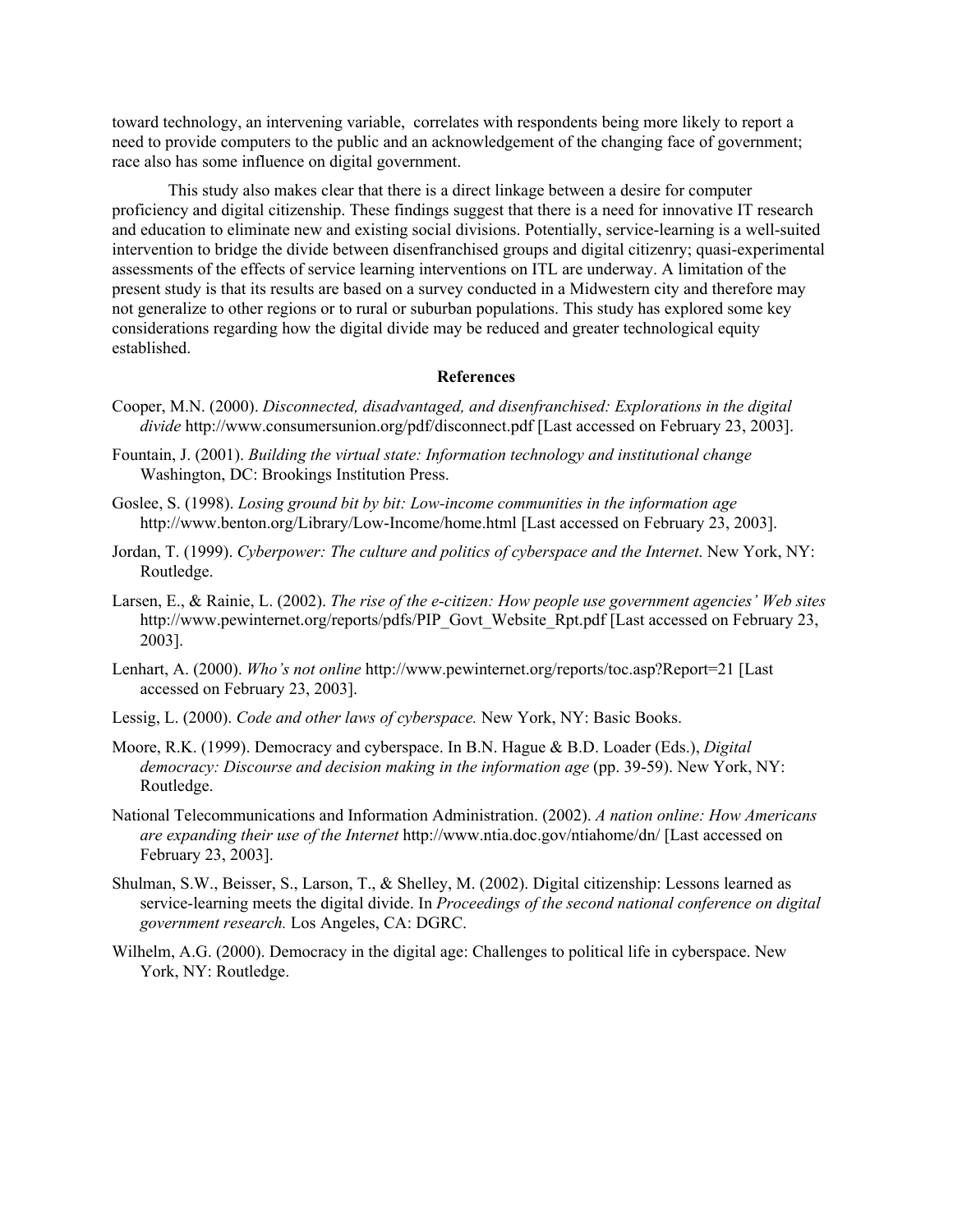toward technology, an intervening variable, correlates with respondents being more likely to report a need to provide computers to the public and an acknowledgement of the changing face of government; race also has some influence on digital government.

This study also makes clear that there is a direct linkage between a desire for computer proficiency and digital citizenship. These findings suggest that there is a need for innovative IT research and education to eliminate new and existing social divisions. Potentially, service-learning is a well-suited intervention to bridge the divide between disenfranchised groups and digital citizenry; quasi-experimental assessments of the effects of service learning interventions on ITL are underway. A limitation of the present study is that its results are based on a survey conducted in a Midwestern city and therefore may not generalize to other regions or to rural or suburban populations. This study has explored some key considerations regarding how the digital divide may be reduced and greater technological equity established.

## References

Cooper, M.N. (2000). *Disconnected, disadvantaged, and disenfranchised: Explorations in the digital divide* http://www.consumersunion.org/pdf/disconnect.pdf [Last accessed on February 23, 2003].

Fountain, J. (2001). *Building the virtual state: Information technology and institutional change* Washington, DC: Brookings Institution Press.

Goslee, S. (1998). *Losing ground bit by bit: Low-income communities in the information age* http://www.benton.org/Library/Low-Income/home.html [Last accessed on February 23, 2003].

Jordan, T. (1999). *Cyberpower: The culture and politics of cyberspace and the Internet*. New York, NY: Routledge.

Larsen, E., & Rainie, L. (2002). *The rise of the e-citizen: How people use government agencies' Web sites* http://www.pewinternet.org/reports/pdfs/PIP_Govt_Website_Rpt.pdf [Last accessed on February 23, 2003].

Lenhart, A. (2000). *Who's not online* http://www.pewinternet.org/reports/toc.asp?Report=21 [Last accessed on February 23, 2003].

Lessig, L. (2000). *Code and other laws of cyberspace.* New York, NY: Basic Books.

Moore, R.K. (1999). Democracy and cyberspace. In B.N. Hague & B.D. Loader (Eds.), *Digital democracy: Discourse and decision making in the information age* (pp. 39-59). New York, NY: Routledge.

National Telecommunications and Information Administration. (2002). *A nation online: How Americans are expanding their use of the Internet* http://www.ntia.doc.gov/ntiahome/dn/ [Last accessed on February 23, 2003].

Shulman, S.W., Beisser, S., Larson, T., & Shelley, M. (2002). Digital citizenship: Lessons learned as service-learning meets the digital divide. In *Proceedings of the second national conference on digital government research.* Los Angeles, CA: DGRC.

Wilhelm, A.G. (2000). Democracy in the digital age: Challenges to political life in cyberspace. New York, NY: Routledge.